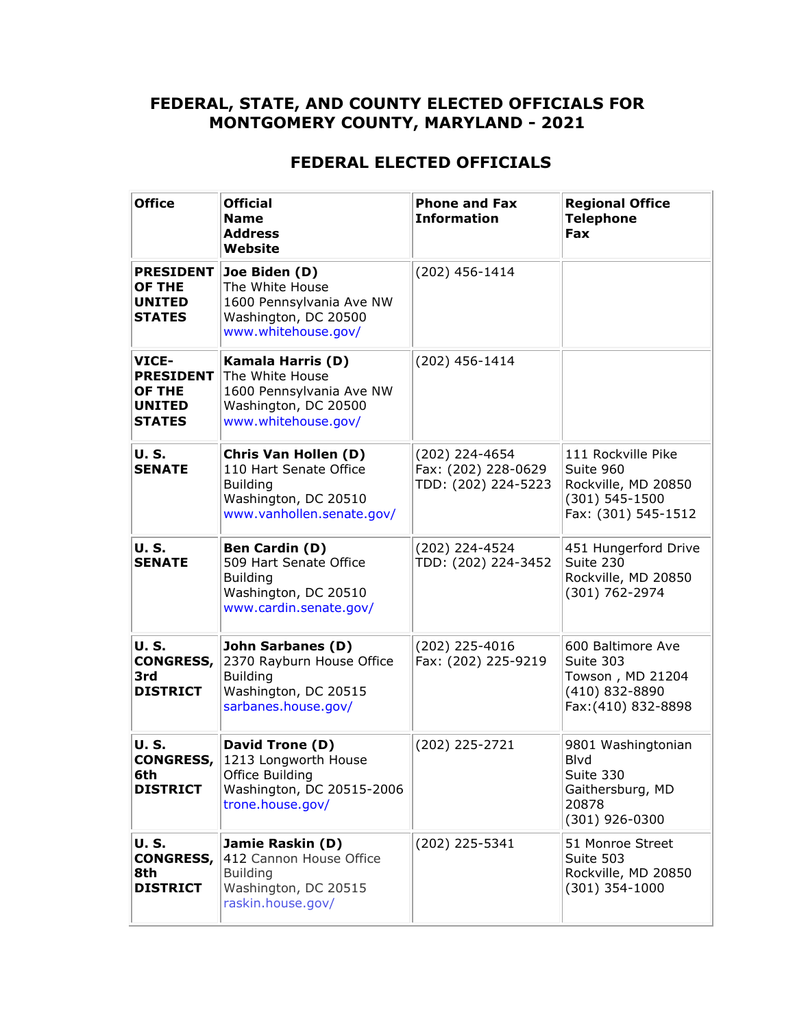# FEDERAL, STATE, AND COUNTY ELECTED OFFICIALS FOR MONTGOMERY COUNTY, MARYLAND - 2021

## FEDERAL ELECTED OFFICIALS

| Office | Official Name Address Website | Phone and Fax Information | Regional Office Telephone Fax |
|---|---|---|---|
| **PRESIDENT OF THE UNITED STATES** | **Joe Biden (D)**<br>The White House<br>1600 Pennsylvania Ave NW<br>Washington, DC 20500<br>www.whitehouse.gov/ | (202) 456-1414 | |
| **VICE-PRESIDENT OF THE UNITED STATES** | **Kamala Harris (D)**<br>The White House<br>1600 Pennsylvania Ave NW<br>Washington, DC 20500<br>www.whitehouse.gov/ | (202) 456-1414 | |
| **U. S. SENATE** | **Chris Van Hollen (D)**<br>110 Hart Senate Office Building<br>Washington, DC 20510<br>www.vanhollen.senate.gov/ | (202) 224-4654<br>Fax: (202) 228-0629<br>TDD: (202) 224-5223 | 111 Rockville Pike<br>Suite 960<br>Rockville, MD 20850<br>(301) 545-1500<br>Fax: (301) 545-1512 |
| **U. S. SENATE** | **Ben Cardin (D)**<br>509 Hart Senate Office Building<br>Washington, DC 20510<br>www.cardin.senate.gov/ | (202) 224-4524<br>TDD: (202) 224-3452 | 451 Hungerford Drive<br>Suite 230<br>Rockville, MD 20850<br>(301) 762-2974 |
| **U. S. CONGRESS, 3rd DISTRICT** | **John Sarbanes (D)**<br>2370 Rayburn House Office Building<br>Washington, DC 20515<br>sarbanes.house.gov/ | (202) 225-4016<br>Fax: (202) 225-9219 | 600 Baltimore Ave<br>Suite 303<br>Towson , MD 21204<br>(410) 832-8890<br>Fax:(410) 832-8898 |
| **U. S. CONGRESS, 6th DISTRICT** | **David Trone (D)**<br>1213 Longworth House Office Building<br>Washington, DC 20515-2006<br>trone.house.gov/ | (202) 225-2721 | 9801 Washingtonian Blvd<br>Suite 330<br>Gaithersburg, MD 20878<br>(301) 926-0300 |
| **U. S. CONGRESS, 8th DISTRICT** | **Jamie Raskin (D)**<br>412 Cannon House Office Building<br>Washington, DC 20515<br>raskin.house.gov/ | (202) 225-5341 | 51 Monroe Street<br>Suite 503<br>Rockville, MD 20850<br>(301) 354-1000 |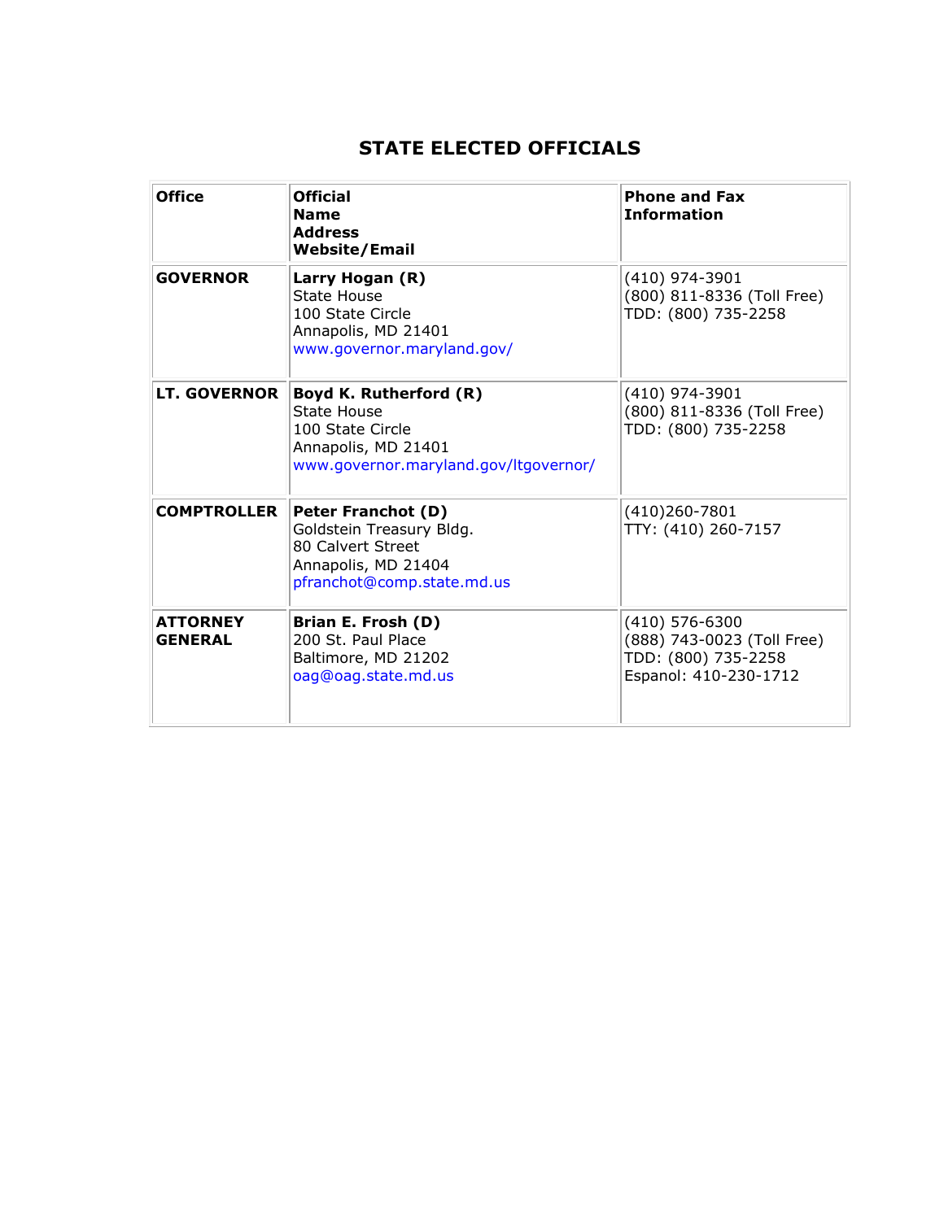# STATE ELECTED OFFICIALS

| Office | Official<br>Name<br>Address<br>Website/Email | Phone and Fax Information |
|---|---|---|
| **GOVERNOR** | **Larry Hogan (R)**<br>State House<br>100 State Circle<br>Annapolis, MD 21401<br>www.governor.maryland.gov/ | (410) 974-3901<br>(800) 811-8336 (Toll Free)<br>TDD: (800) 735-2258 |
| **LT. GOVERNOR** | **Boyd K. Rutherford (R)**<br>State House<br>100 State Circle<br>Annapolis, MD 21401<br>www.governor.maryland.gov/ltgovernor/ | (410) 974-3901<br>(800) 811-8336 (Toll Free)<br>TDD: (800) 735-2258 |
| **COMPTROLLER** | **Peter Franchot (D)**<br>Goldstein Treasury Bldg.<br>80 Calvert Street<br>Annapolis, MD 21404<br>pfranchot@comp.state.md.us | (410)260-7801<br>TTY: (410) 260-7157 |
| **ATTORNEY GENERAL** | **Brian E. Frosh (D)**<br>200 St. Paul Place<br>Baltimore, MD 21202<br>oag@oag.state.md.us | (410) 576-6300<br>(888) 743-0023 (Toll Free)<br>TDD: (800) 735-2258<br>Espanol: 410-230-1712 |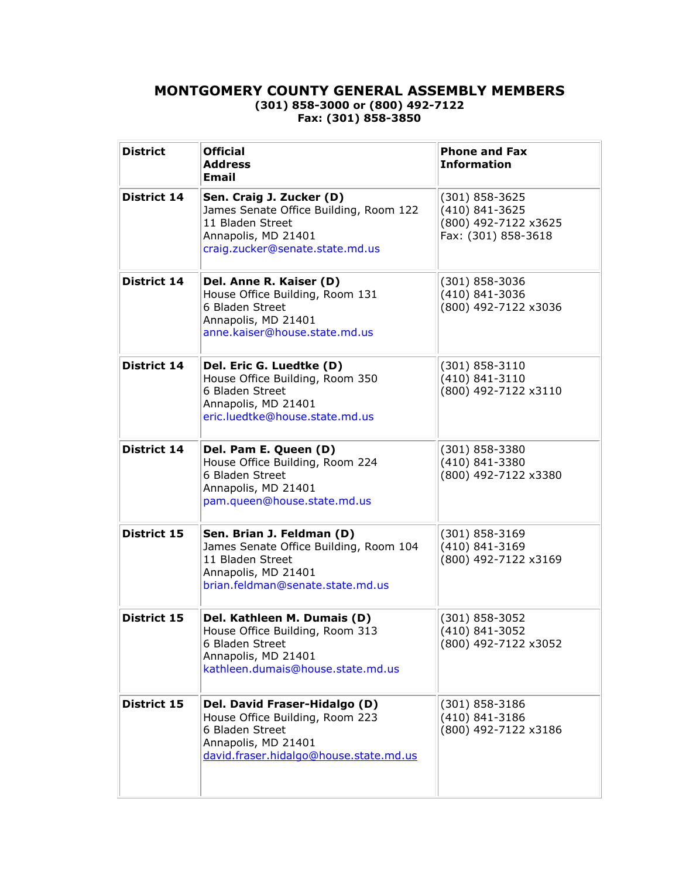## MONTGOMERY COUNTY GENERAL ASSEMBLY MEMBERS

**(301) 858-3000 or (800) 492-7122**
**Fax: (301) 858-3850**

| District | Official<br>Address<br>Email | Phone and Fax Information |
|---|---|---|
| **District 14** | **Sen. Craig J. Zucker (D)**<br>James Senate Office Building, Room 122<br>11 Bladen Street<br>Annapolis, MD 21401<br>craig.zucker@senate.state.md.us | (301) 858-3625<br>(410) 841-3625<br>(800) 492-7122 x3625<br>Fax: (301) 858-3618 |
| **District 14** | **Del. Anne R. Kaiser (D)**<br>House Office Building, Room 131<br>6 Bladen Street<br>Annapolis, MD 21401<br>anne.kaiser@house.state.md.us | (301) 858-3036<br>(410) 841-3036<br>(800) 492-7122 x3036 |
| **District 14** | **Del. Eric G. Luedtke (D)**<br>House Office Building, Room 350<br>6 Bladen Street<br>Annapolis, MD 21401<br>eric.luedtke@house.state.md.us | (301) 858-3110<br>(410) 841-3110<br>(800) 492-7122 x3110 |
| **District 14** | **Del. Pam E. Queen (D)**<br>House Office Building, Room 224<br>6 Bladen Street<br>Annapolis, MD 21401<br>pam.queen@house.state.md.us | (301) 858-3380<br>(410) 841-3380<br>(800) 492-7122 x3380 |
| **District 15** | **Sen. Brian J. Feldman (D)**<br>James Senate Office Building, Room 104<br>11 Bladen Street<br>Annapolis, MD 21401<br>brian.feldman@senate.state.md.us | (301) 858-3169<br>(410) 841-3169<br>(800) 492-7122 x3169 |
| **District 15** | **Del. Kathleen M. Dumais (D)**<br>House Office Building, Room 313<br>6 Bladen Street<br>Annapolis, MD 21401<br>kathleen.dumais@house.state.md.us | (301) 858-3052<br>(410) 841-3052<br>(800) 492-7122 x3052 |
| **District 15** | **Del. David Fraser-Hidalgo (D)**<br>House Office Building, Room 223<br>6 Bladen Street<br>Annapolis, MD 21401<br>david.fraser.hidalgo@house.state.md.us | (301) 858-3186<br>(410) 841-3186<br>(800) 492-7122 x3186 |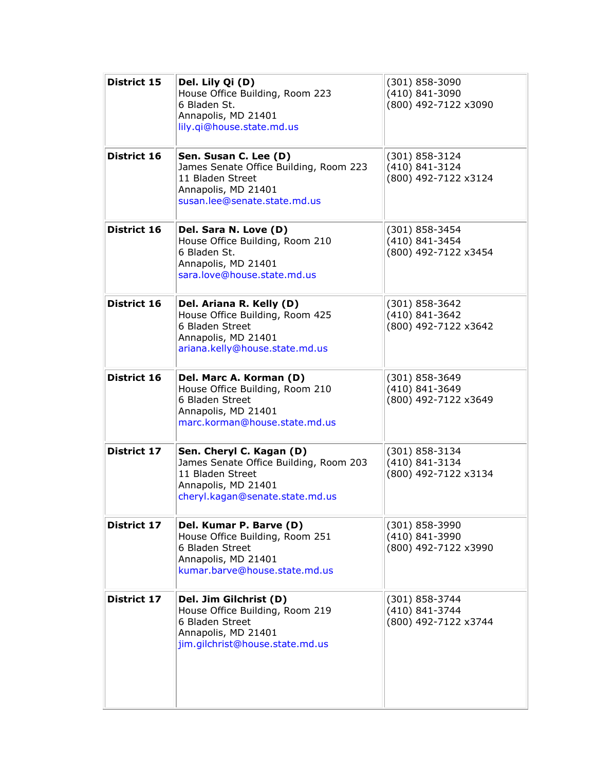| District 15 | **Del. Lily Qi (D)**<br>House Office Building, Room 223<br>6 Bladen St.<br>Annapolis, MD 21401<br>lily.qi@house.state.md.us | (301) 858-3090<br>(410) 841-3090<br>(800) 492-7122 x3090 |
|---|---|---|
| District 16 | **Sen. Susan C. Lee (D)**<br>James Senate Office Building, Room 223<br>11 Bladen Street<br>Annapolis, MD 21401<br>susan.lee@senate.state.md.us | (301) 858-3124<br>(410) 841-3124<br>(800) 492-7122 x3124 |
| District 16 | **Del. Sara N. Love (D)**<br>House Office Building, Room 210<br>6 Bladen St.<br>Annapolis, MD 21401<br>sara.love@house.state.md.us | (301) 858-3454<br>(410) 841-3454<br>(800) 492-7122 x3454 |
| District 16 | **Del. Ariana R. Kelly (D)**<br>House Office Building, Room 425<br>6 Bladen Street<br>Annapolis, MD 21401<br>ariana.kelly@house.state.md.us | (301) 858-3642<br>(410) 841-3642<br>(800) 492-7122 x3642 |
| District 16 | **Del. Marc A. Korman (D)**<br>House Office Building, Room 210<br>6 Bladen Street<br>Annapolis, MD 21401<br>marc.korman@house.state.md.us | (301) 858-3649<br>(410) 841-3649<br>(800) 492-7122 x3649 |
| District 17 | **Sen. Cheryl C. Kagan (D)**<br>James Senate Office Building, Room 203<br>11 Bladen Street<br>Annapolis, MD 21401<br>cheryl.kagan@senate.state.md.us | (301) 858-3134<br>(410) 841-3134<br>(800) 492-7122 x3134 |
| District 17 | **Del. Kumar P. Barve (D)**<br>House Office Building, Room 251<br>6 Bladen Street<br>Annapolis, MD 21401<br>kumar.barve@house.state.md.us | (301) 858-3990<br>(410) 841-3990<br>(800) 492-7122 x3990 |
| District 17 | **Del. Jim Gilchrist (D)**<br>House Office Building, Room 219<br>6 Bladen Street<br>Annapolis, MD 21401<br>jim.gilchrist@house.state.md.us | (301) 858-3744<br>(410) 841-3744<br>(800) 492-7122 x3744 |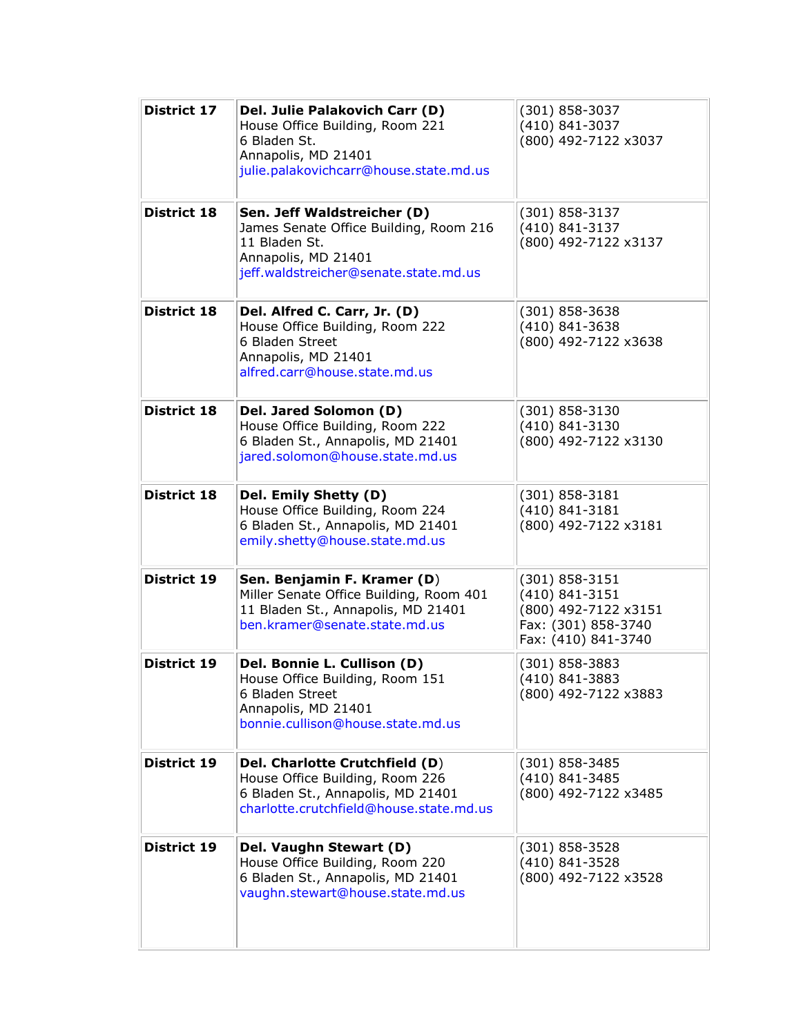| District 17 | **Del. Julie Palakovich Carr (D)**<br>House Office Building, Room 221<br>6 Bladen St.<br>Annapolis, MD 21401<br>julie.palakovichcarr@house.state.md.us | (301) 858-3037<br>(410) 841-3037<br>(800) 492-7122 x3037 |
|---|---|---|
| District 18 | **Sen. Jeff Waldstreicher (D)**<br>James Senate Office Building, Room 216<br>11 Bladen St.<br>Annapolis, MD 21401<br>jeff.waldstreicher@senate.state.md.us | (301) 858-3137<br>(410) 841-3137<br>(800) 492-7122 x3137 |
| District 18 | **Del. Alfred C. Carr, Jr. (D)**<br>House Office Building, Room 222<br>6 Bladen Street<br>Annapolis, MD 21401<br>alfred.carr@house.state.md.us | (301) 858-3638<br>(410) 841-3638<br>(800) 492-7122 x3638 |
| District 18 | **Del. Jared Solomon (D)**<br>House Office Building, Room 222<br>6 Bladen St., Annapolis, MD 21401<br>jared.solomon@house.state.md.us | (301) 858-3130<br>(410) 841-3130<br>(800) 492-7122 x3130 |
| District 18 | **Del. Emily Shetty (D)**<br>House Office Building, Room 224<br>6 Bladen St., Annapolis, MD 21401<br>emily.shetty@house.state.md.us | (301) 858-3181<br>(410) 841-3181<br>(800) 492-7122 x3181 |
| District 19 | **Sen. Benjamin F. Kramer (D)**<br>Miller Senate Office Building, Room 401<br>11 Bladen St., Annapolis, MD 21401<br>ben.kramer@senate.state.md.us | (301) 858-3151<br>(410) 841-3151<br>(800) 492-7122 x3151<br>Fax: (301) 858-3740<br>Fax: (410) 841-3740 |
| District 19 | **Del. Bonnie L. Cullison (D)**<br>House Office Building, Room 151<br>6 Bladen Street<br>Annapolis, MD 21401<br>bonnie.cullison@house.state.md.us | (301) 858-3883<br>(410) 841-3883<br>(800) 492-7122 x3883 |
| District 19 | **Del. Charlotte Crutchfield (D)**<br>House Office Building, Room 226<br>6 Bladen St., Annapolis, MD 21401<br>charlotte.crutchfield@house.state.md.us | (301) 858-3485<br>(410) 841-3485<br>(800) 492-7122 x3485 |
| District 19 | **Del. Vaughn Stewart (D)**<br>House Office Building, Room 220<br>6 Bladen St., Annapolis, MD 21401<br>vaughn.stewart@house.state.md.us | (301) 858-3528<br>(410) 841-3528<br>(800) 492-7122 x3528 |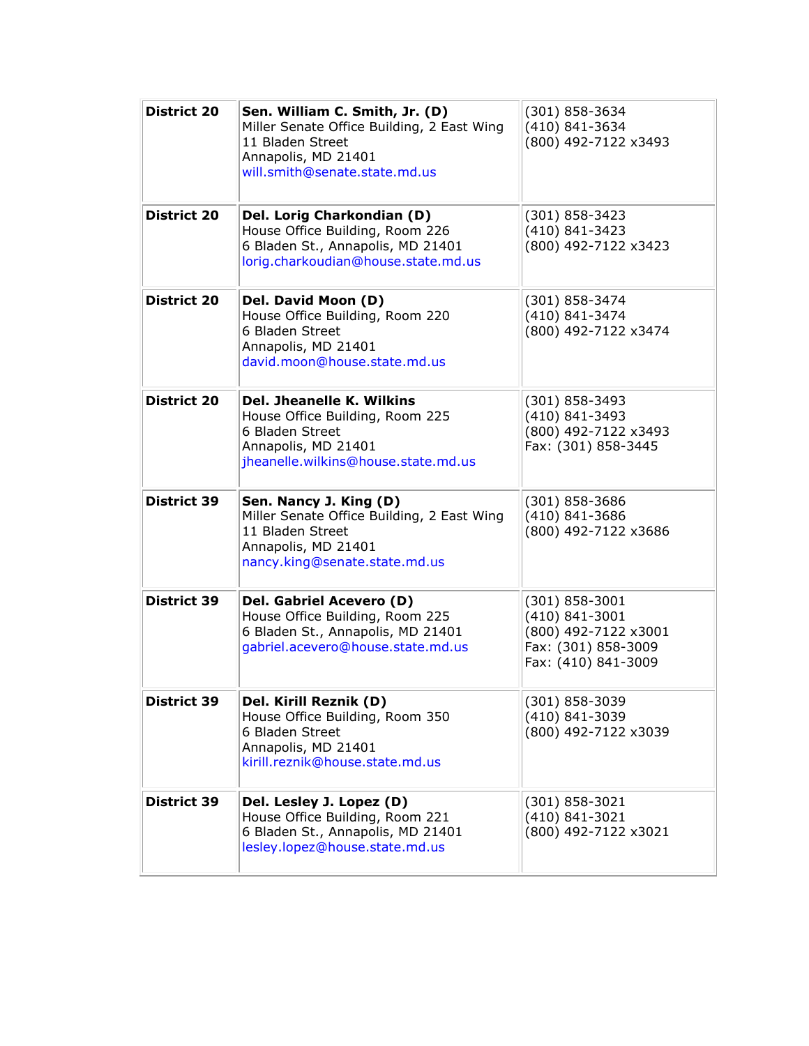| District 20 | **Sen. William C. Smith, Jr. (D)**<br>Miller Senate Office Building, 2 East Wing<br>11 Bladen Street<br>Annapolis, MD 21401<br>will.smith@senate.state.md.us | (301) 858-3634<br>(410) 841-3634<br>(800) 492-7122 x3493 |
|---|---|---|
| **District 20** | **Del. Lorig Charkondian (D)**<br>House Office Building, Room 226<br>6 Bladen St., Annapolis, MD 21401<br>lorig.charkoudian@house.state.md.us | (301) 858-3423<br>(410) 841-3423<br>(800) 492-7122 x3423 |
| **District 20** | **Del. David Moon (D)**<br>House Office Building, Room 220<br>6 Bladen Street<br>Annapolis, MD 21401<br>david.moon@house.state.md.us | (301) 858-3474<br>(410) 841-3474<br>(800) 492-7122 x3474 |
| **District 20** | **Del. Jheanelle K. Wilkins**<br>House Office Building, Room 225<br>6 Bladen Street<br>Annapolis, MD 21401<br>jheanelle.wilkins@house.state.md.us | (301) 858-3493<br>(410) 841-3493<br>(800) 492-7122 x3493<br>Fax: (301) 858-3445 |
| **District 39** | **Sen. Nancy J. King (D)**<br>Miller Senate Office Building, 2 East Wing<br>11 Bladen Street<br>Annapolis, MD 21401<br>nancy.king@senate.state.md.us | (301) 858-3686<br>(410) 841-3686<br>(800) 492-7122 x3686 |
| **District 39** | **Del. Gabriel Acevero (D)**<br>House Office Building, Room 225<br>6 Bladen St., Annapolis, MD 21401<br>gabriel.acevero@house.state.md.us | (301) 858-3001<br>(410) 841-3001<br>(800) 492-7122 x3001<br>Fax: (301) 858-3009<br>Fax: (410) 841-3009 |
| **District 39** | **Del. Kirill Reznik (D)**<br>House Office Building, Room 350<br>6 Bladen Street<br>Annapolis, MD 21401<br>kirill.reznik@house.state.md.us | (301) 858-3039<br>(410) 841-3039<br>(800) 492-7122 x3039 |
| **District 39** | **Del. Lesley J. Lopez (D)**<br>House Office Building, Room 221<br>6 Bladen St., Annapolis, MD 21401<br>lesley.lopez@house.state.md.us | (301) 858-3021<br>(410) 841-3021<br>(800) 492-7122 x3021 |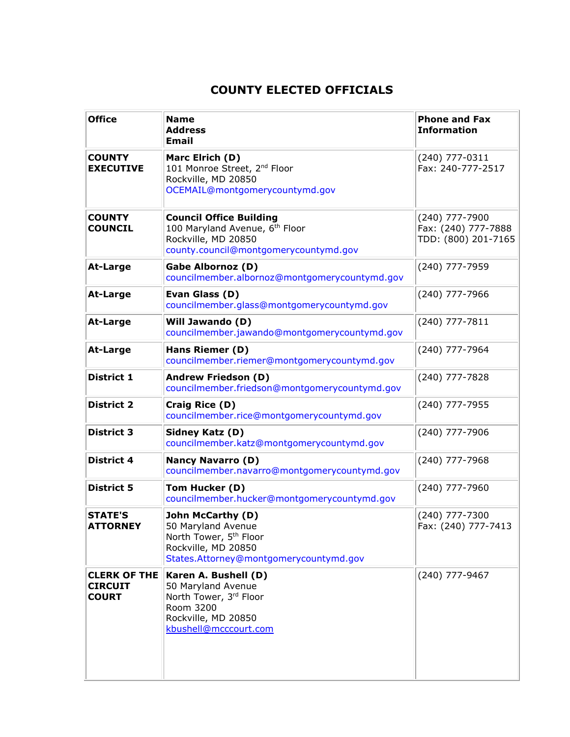# COUNTY ELECTED OFFICIALS

| Office | Name<br>Address<br>Email | Phone and Fax Information |
|---|---|---|
| **COUNTY EXECUTIVE** | **Marc Elrich (D)**<br>101 Monroe Street, 2nd Floor<br>Rockville, MD 20850<br>OCEMAIL@montgomerycountymd.gov | (240) 777-0311<br>Fax: 240-777-2517 |
| **COUNTY COUNCIL** | **Council Office Building**<br>100 Maryland Avenue, 6th Floor<br>Rockville, MD 20850<br>county.council@montgomerycountymd.gov | (240) 777-7900<br>Fax: (240) 777-7888<br>TDD: (800) 201-7165 |
| **At-Large** | **Gabe Albornoz (D)**<br>councilmember.albornoz@montgomerycountymd.gov | (240) 777-7959 |
| **At-Large** | **Evan Glass (D)**<br>councilmember.glass@montgomerycountymd.gov | (240) 777-7966 |
| **At-Large** | **Will Jawando (D)**<br>councilmember.jawando@montgomerycountymd.gov | (240) 777-7811 |
| **At-Large** | **Hans Riemer (D)**<br>councilmember.riemer@montgomerycountymd.gov | (240) 777-7964 |
| **District 1** | **Andrew Friedson (D)**<br>councilmember.friedson@montgomerycountymd.gov | (240) 777-7828 |
| **District 2** | **Craig Rice (D)**<br>councilmember.rice@montgomerycountymd.gov | (240) 777-7955 |
| **District 3** | **Sidney Katz (D)**<br>councilmember.katz@montgomerycountymd.gov | (240) 777-7906 |
| **District 4** | **Nancy Navarro (D)**<br>councilmember.navarro@montgomerycountymd.gov | (240) 777-7968 |
| **District 5** | **Tom Hucker (D)**<br>councilmember.hucker@montgomerycountymd.gov | (240) 777-7960 |
| **STATE'S ATTORNEY** | **John McCarthy (D)**<br>50 Maryland Avenue<br>North Tower, 5th Floor<br>Rockville, MD 20850<br>States.Attorney@montgomerycountymd.gov | (240) 777-7300<br>Fax: (240) 777-7413 |
| **CLERK OF THE CIRCUIT COURT** | **Karen A. Bushell (D)**<br>50 Maryland Avenue<br>North Tower, 3rd Floor<br>Room 3200<br>Rockville, MD 20850<br>kbushell@mcccourt.com | (240) 777-9467 |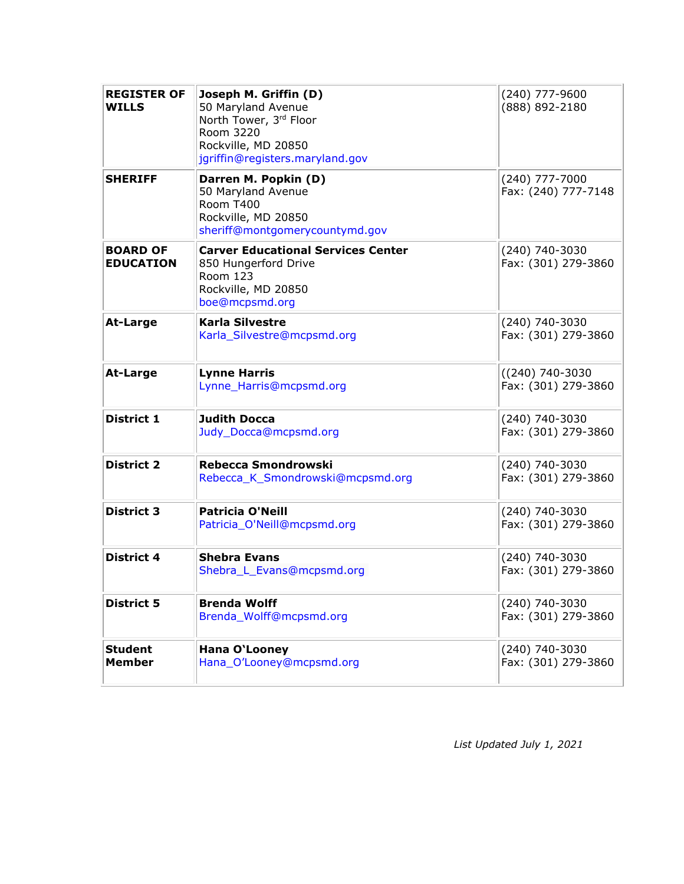| | | |
|---|---|---|
| **REGISTER OF WILLS** | **Joseph M. Griffin (D)**<br>50 Maryland Avenue<br>North Tower, 3rd Floor<br>Room 3220<br>Rockville, MD 20850<br>jgriffin@registers.maryland.gov | (240) 777-9600<br>(888) 892-2180 |
| **SHERIFF** | **Darren M. Popkin (D)**<br>50 Maryland Avenue<br>Room T400<br>Rockville, MD 20850<br>sheriff@montgomerycountymd.gov | (240) 777-7000<br>Fax: (240) 777-7148 |
| **BOARD OF EDUCATION** | **Carver Educational Services Center**<br>850 Hungerford Drive<br>Room 123<br>Rockville, MD 20850<br>boe@mcpsmd.org | (240) 740-3030<br>Fax: (301) 279-3860 |
| **At-Large** | **Karla Silvestre**<br>Karla_Silvestre@mcpsmd.org | (240) 740-3030<br>Fax: (301) 279-3860 |
| **At-Large** | **Lynne Harris**<br>Lynne_Harris@mcpsmd.org | ((240) 740-3030<br>Fax: (301) 279-3860 |
| **District 1** | **Judith Docca**<br>Judy_Docca@mcpsmd.org | (240) 740-3030<br>Fax: (301) 279-3860 |
| **District 2** | **Rebecca Smondrowski**<br>Rebecca_K_Smondrowski@mcpsmd.org | (240) 740-3030<br>Fax: (301) 279-3860 |
| **District 3** | **Patricia O'Neill**<br>Patricia_O'Neill@mcpsmd.org | (240) 740-3030<br>Fax: (301) 279-3860 |
| **District 4** | **Shebra Evans**<br>Shebra_L_Evans@mcpsmd.org | (240) 740-3030<br>Fax: (301) 279-3860 |
| **District 5** | **Brenda Wolff**<br>Brenda_Wolff@mcpsmd.org | (240) 740-3030<br>Fax: (301) 279-3860 |
| **Student Member** | **Hana O'Looney**<br>Hana_O'Looney@mcpsmd.org | (240) 740-3030<br>Fax: (301) 279-3860 |

*List Updated July 1, 2021*